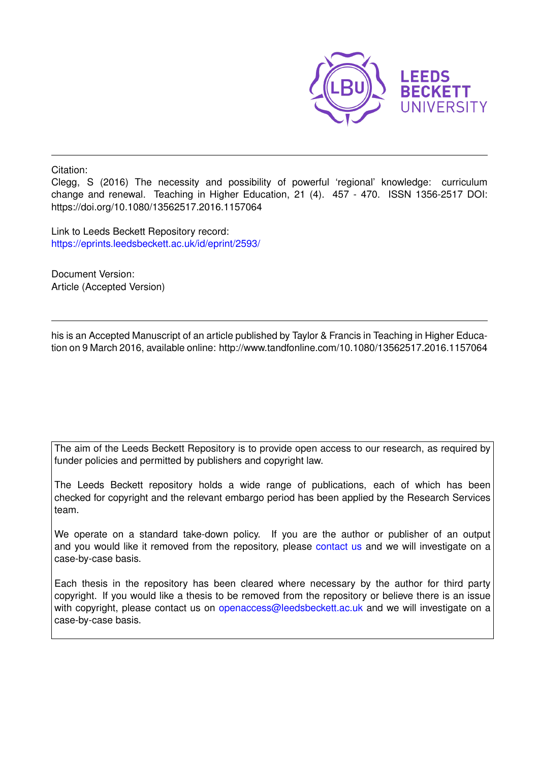Citation:

Clegg, S (2016) The necessity and possibility of powerful 'regional' knowledge: curriculum change and renewal. Teaching in Higher Education, 21 (4). 457 - 470. ISSN 1356-2517 DOI: https://doi.org/10.1080/13562517.2016.1157064

Link to Leeds Beckett Repository record:
https://eprints.leedsbeckett.ac.uk/id/eprint/2593/

Document Version:
Article (Accepted Version)

his is an Accepted Manuscript of an article published by Taylor & Francis in Teaching in Higher Education on 9 March 2016, available online: http://www.tandfonline.com/10.1080/13562517.2016.1157064

The aim of the Leeds Beckett Repository is to provide open access to our research, as required by funder policies and permitted by publishers and copyright law.

The Leeds Beckett repository holds a wide range of publications, each of which has been checked for copyright and the relevant embargo period has been applied by the Research Services team.

We operate on a standard take-down policy. If you are the author or publisher of an output and you would like it removed from the repository, please contact us and we will investigate on a case-by-case basis.

Each thesis in the repository has been cleared where necessary by the author for third party copyright. If you would like a thesis to be removed from the repository or believe there is an issue with copyright, please contact us on openaccess@leedsbeckett.ac.uk and we will investigate on a case-by-case basis.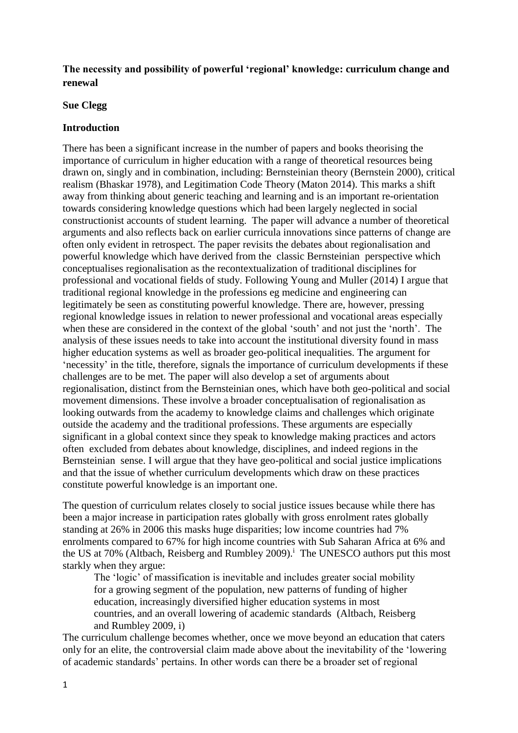**The necessity and possibility of powerful 'regional' knowledge: curriculum change and renewal**

**Sue Clegg**

**Introduction**

There has been a significant increase in the number of papers and books theorising the importance of curriculum in higher education with a range of theoretical resources being drawn on, singly and in combination, including: Bernsteinian theory (Bernstein 2000), critical realism (Bhaskar 1978), and Legitimation Code Theory (Maton 2014). This marks a shift away from thinking about generic teaching and learning and is an important re-orientation towards considering knowledge questions which had been largely neglected in social constructionist accounts of student learning. The paper will advance a number of theoretical arguments and also reflects back on earlier curricula innovations since patterns of change are often only evident in retrospect. The paper revisits the debates about regionalisation and powerful knowledge which have derived from the classic Bernsteinian perspective which conceptualises regionalisation as the recontextualization of traditional disciplines for professional and vocational fields of study. Following Young and Muller (2014) I argue that traditional regional knowledge in the professions eg medicine and engineering can legitimately be seen as constituting powerful knowledge. There are, however, pressing regional knowledge issues in relation to newer professional and vocational areas especially when these are considered in the context of the global 'south' and not just the 'north'. The analysis of these issues needs to take into account the institutional diversity found in mass higher education systems as well as broader geo-political inequalities. The argument for 'necessity' in the title, therefore, signals the importance of curriculum developments if these challenges are to be met. The paper will also develop a set of arguments about regionalisation, distinct from the Bernsteinian ones, which have both geo-political and social movement dimensions. These involve a broader conceptualisation of regionalisation as looking outwards from the academy to knowledge claims and challenges which originate outside the academy and the traditional professions. These arguments are especially significant in a global context since they speak to knowledge making practices and actors often excluded from debates about knowledge, disciplines, and indeed regions in the Bernsteinian sense. I will argue that they have geo-political and social justice implications and that the issue of whether curriculum developments which draw on these practices constitute powerful knowledge is an important one.

The question of curriculum relates closely to social justice issues because while there has been a major increase in participation rates globally with gross enrolment rates globally standing at 26% in 2006 this masks huge disparities; low income countries had 7% enrolments compared to 67% for high income countries with Sub Saharan Africa at 6% and the US at 70% (Altbach, Reisberg and Rumbley 2009).[i] The UNESCO authors put this most starkly when they argue:

> The 'logic' of massification is inevitable and includes greater social mobility for a growing segment of the population, new patterns of funding of higher education, increasingly diversified higher education systems in most countries, and an overall lowering of academic standards (Altbach, Reisberg and Rumbley 2009, i)

The curriculum challenge becomes whether, once we move beyond an education that caters only for an elite, the controversial claim made above about the inevitability of the 'lowering of academic standards' pertains. In other words can there be a broader set of regional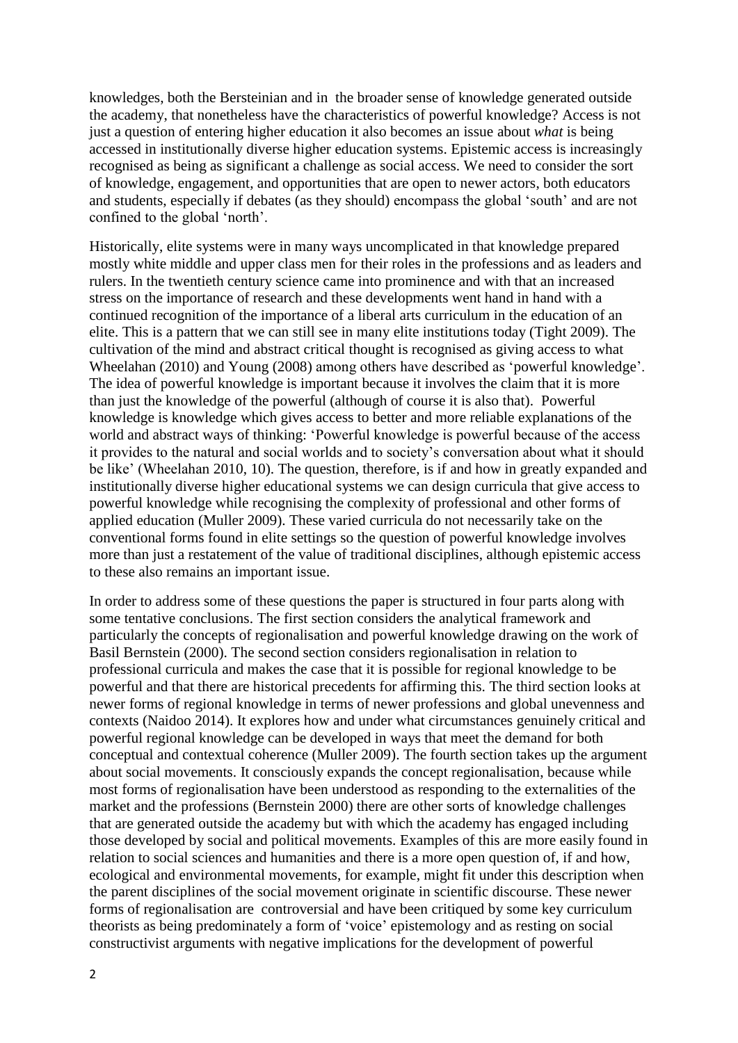knowledges, both the Bersteinian and in the broader sense of knowledge generated outside the academy, that nonetheless have the characteristics of powerful knowledge? Access is not just a question of entering higher education it also becomes an issue about *what* is being accessed in institutionally diverse higher education systems. Epistemic access is increasingly recognised as being as significant a challenge as social access. We need to consider the sort of knowledge, engagement, and opportunities that are open to newer actors, both educators and students, especially if debates (as they should) encompass the global 'south' and are not confined to the global 'north'.

Historically, elite systems were in many ways uncomplicated in that knowledge prepared mostly white middle and upper class men for their roles in the professions and as leaders and rulers. In the twentieth century science came into prominence and with that an increased stress on the importance of research and these developments went hand in hand with a continued recognition of the importance of a liberal arts curriculum in the education of an elite. This is a pattern that we can still see in many elite institutions today (Tight 2009). The cultivation of the mind and abstract critical thought is recognised as giving access to what Wheelahan (2010) and Young (2008) among others have described as 'powerful knowledge'. The idea of powerful knowledge is important because it involves the claim that it is more than just the knowledge of the powerful (although of course it is also that). Powerful knowledge is knowledge which gives access to better and more reliable explanations of the world and abstract ways of thinking: 'Powerful knowledge is powerful because of the access it provides to the natural and social worlds and to society's conversation about what it should be like' (Wheelahan 2010, 10). The question, therefore, is if and how in greatly expanded and institutionally diverse higher educational systems we can design curricula that give access to powerful knowledge while recognising the complexity of professional and other forms of applied education (Muller 2009). These varied curricula do not necessarily take on the conventional forms found in elite settings so the question of powerful knowledge involves more than just a restatement of the value of traditional disciplines, although epistemic access to these also remains an important issue.

In order to address some of these questions the paper is structured in four parts along with some tentative conclusions. The first section considers the analytical framework and particularly the concepts of regionalisation and powerful knowledge drawing on the work of Basil Bernstein (2000). The second section considers regionalisation in relation to professional curricula and makes the case that it is possible for regional knowledge to be powerful and that there are historical precedents for affirming this. The third section looks at newer forms of regional knowledge in terms of newer professions and global unevenness and contexts (Naidoo 2014). It explores how and under what circumstances genuinely critical and powerful regional knowledge can be developed in ways that meet the demand for both conceptual and contextual coherence (Muller 2009). The fourth section takes up the argument about social movements. It consciously expands the concept regionalisation, because while most forms of regionalisation have been understood as responding to the externalities of the market and the professions (Bernstein 2000) there are other sorts of knowledge challenges that are generated outside the academy but with which the academy has engaged including those developed by social and political movements. Examples of this are more easily found in relation to social sciences and humanities and there is a more open question of, if and how, ecological and environmental movements, for example, might fit under this description when the parent disciplines of the social movement originate in scientific discourse. These newer forms of regionalisation are controversial and have been critiqued by some key curriculum theorists as being predominately a form of 'voice' epistemology and as resting on social constructivist arguments with negative implications for the development of powerful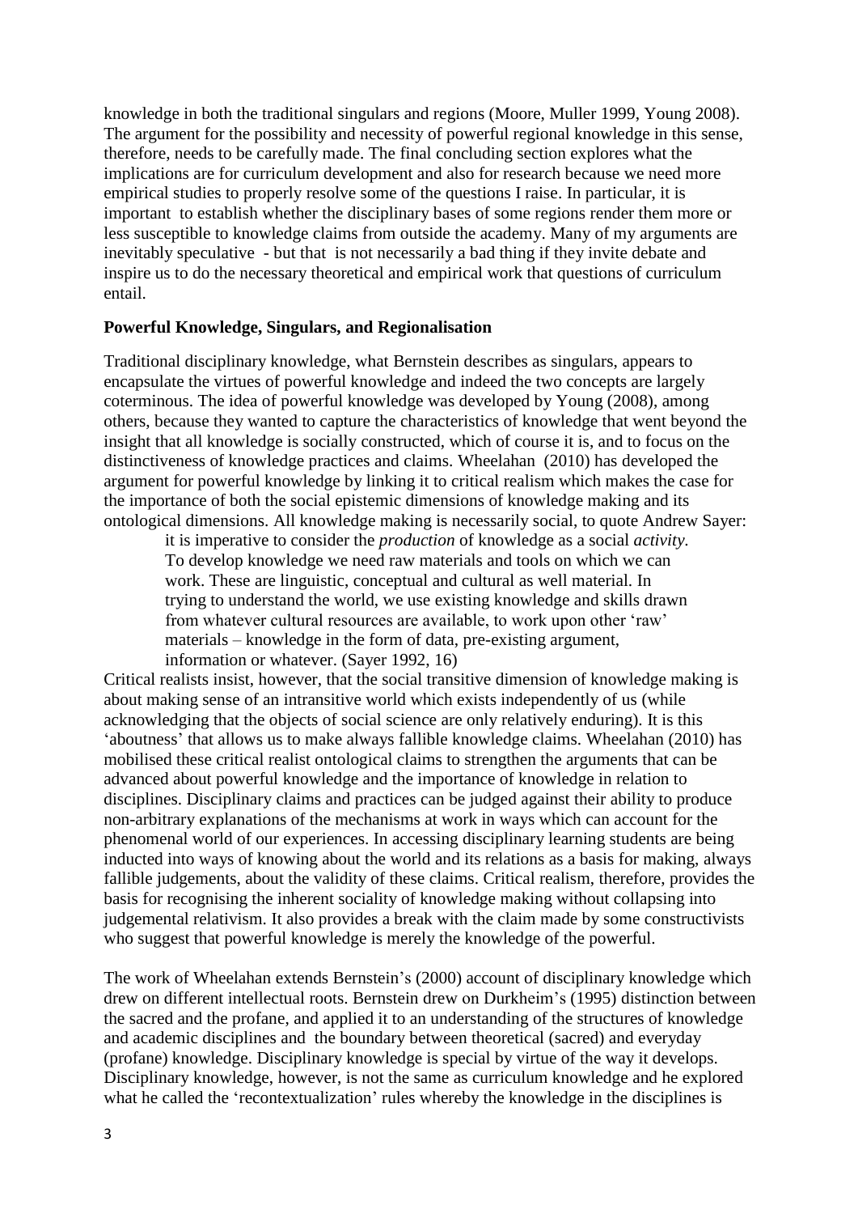knowledge in both the traditional singulars and regions (Moore, Muller 1999, Young 2008). The argument for the possibility and necessity of powerful regional knowledge in this sense, therefore, needs to be carefully made. The final concluding section explores what the implications are for curriculum development and also for research because we need more empirical studies to properly resolve some of the questions I raise. In particular, it is important to establish whether the disciplinary bases of some regions render them more or less susceptible to knowledge claims from outside the academy. Many of my arguments are inevitably speculative - but that is not necessarily a bad thing if they invite debate and inspire us to do the necessary theoretical and empirical work that questions of curriculum entail.

**Powerful Knowledge, Singulars, and Regionalisation**

Traditional disciplinary knowledge, what Bernstein describes as singulars, appears to encapsulate the virtues of powerful knowledge and indeed the two concepts are largely coterminous. The idea of powerful knowledge was developed by Young (2008), among others, because they wanted to capture the characteristics of knowledge that went beyond the insight that all knowledge is socially constructed, which of course it is, and to focus on the distinctiveness of knowledge practices and claims. Wheelahan (2010) has developed the argument for powerful knowledge by linking it to critical realism which makes the case for the importance of both the social epistemic dimensions of knowledge making and its ontological dimensions. All knowledge making is necessarily social, to quote Andrew Sayer:

> it is imperative to consider the *production* of knowledge as a social *activity*. To develop knowledge we need raw materials and tools on which we can work. These are linguistic, conceptual and cultural as well material. In trying to understand the world, we use existing knowledge and skills drawn from whatever cultural resources are available, to work upon other 'raw' materials – knowledge in the form of data, pre-existing argument, information or whatever. (Sayer 1992, 16)

Critical realists insist, however, that the social transitive dimension of knowledge making is about making sense of an intransitive world which exists independently of us (while acknowledging that the objects of social science are only relatively enduring). It is this 'aboutness' that allows us to make always fallible knowledge claims. Wheelahan (2010) has mobilised these critical realist ontological claims to strengthen the arguments that can be advanced about powerful knowledge and the importance of knowledge in relation to disciplines. Disciplinary claims and practices can be judged against their ability to produce non-arbitrary explanations of the mechanisms at work in ways which can account for the phenomenal world of our experiences. In accessing disciplinary learning students are being inducted into ways of knowing about the world and its relations as a basis for making, always fallible judgements, about the validity of these claims. Critical realism, therefore, provides the basis for recognising the inherent sociality of knowledge making without collapsing into judgemental relativism. It also provides a break with the claim made by some constructivists who suggest that powerful knowledge is merely the knowledge of the powerful.

The work of Wheelahan extends Bernstein's (2000) account of disciplinary knowledge which drew on different intellectual roots. Bernstein drew on Durkheim's (1995) distinction between the sacred and the profane, and applied it to an understanding of the structures of knowledge and academic disciplines and the boundary between theoretical (sacred) and everyday (profane) knowledge. Disciplinary knowledge is special by virtue of the way it develops. Disciplinary knowledge, however, is not the same as curriculum knowledge and he explored what he called the 'recontextualization' rules whereby the knowledge in the disciplines is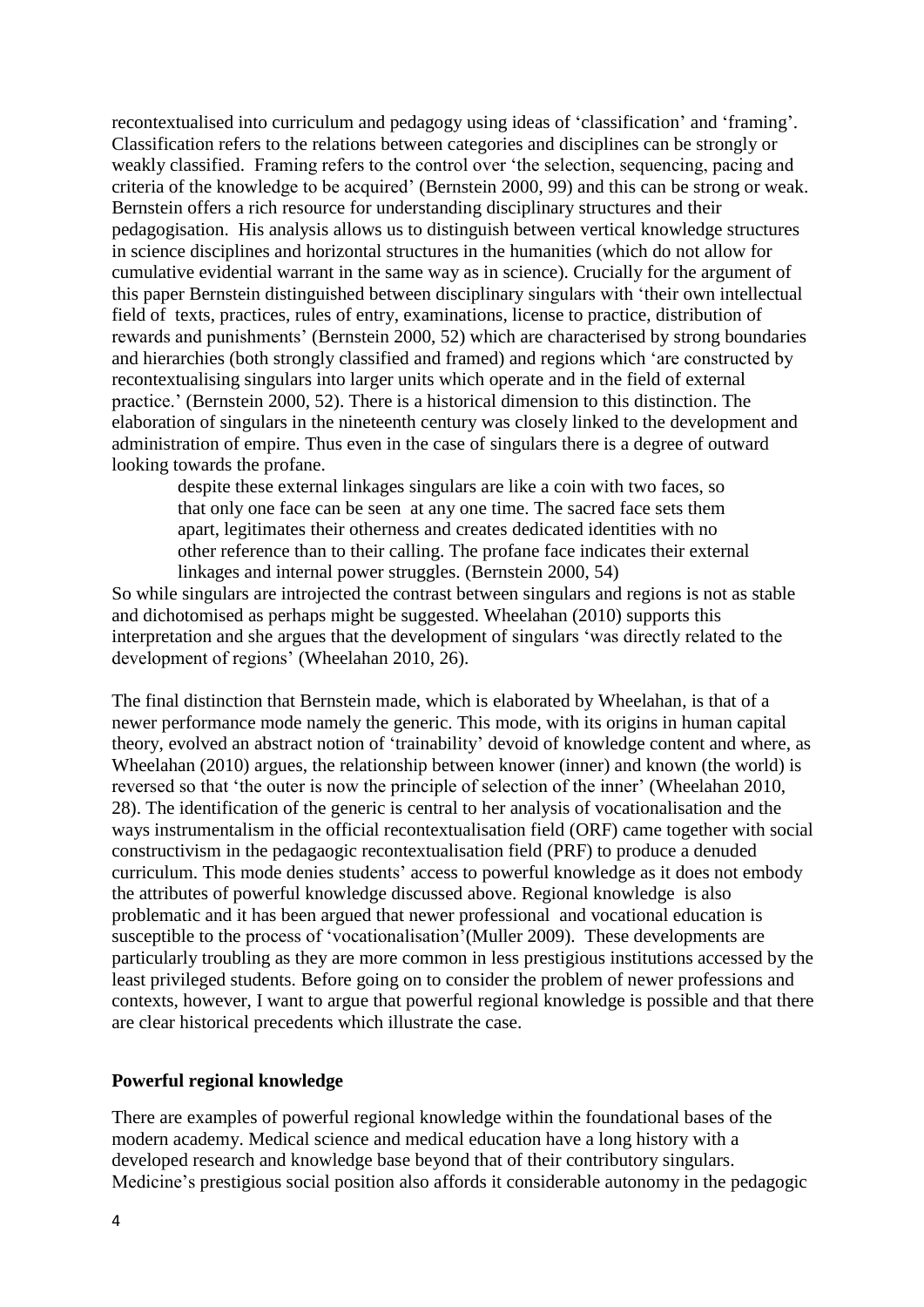recontextualised into curriculum and pedagogy using ideas of 'classification' and 'framing'. Classification refers to the relations between categories and disciplines can be strongly or weakly classified. Framing refers to the control over 'the selection, sequencing, pacing and criteria of the knowledge to be acquired' (Bernstein 2000, 99) and this can be strong or weak. Bernstein offers a rich resource for understanding disciplinary structures and their pedagogisation. His analysis allows us to distinguish between vertical knowledge structures in science disciplines and horizontal structures in the humanities (which do not allow for cumulative evidential warrant in the same way as in science). Crucially for the argument of this paper Bernstein distinguished between disciplinary singulars with 'their own intellectual field of texts, practices, rules of entry, examinations, license to practice, distribution of rewards and punishments' (Bernstein 2000, 52) which are characterised by strong boundaries and hierarchies (both strongly classified and framed) and regions which 'are constructed by recontextualising singulars into larger units which operate and in the field of external practice.' (Bernstein 2000, 52). There is a historical dimension to this distinction. The elaboration of singulars in the nineteenth century was closely linked to the development and administration of empire. Thus even in the case of singulars there is a degree of outward looking towards the profane.

> despite these external linkages singulars are like a coin with two faces, so that only one face can be seen at any one time. The sacred face sets them apart, legitimates their otherness and creates dedicated identities with no other reference than to their calling. The profane face indicates their external linkages and internal power struggles. (Bernstein 2000, 54)

So while singulars are introjected the contrast between singulars and regions is not as stable and dichotomised as perhaps might be suggested. Wheelahan (2010) supports this interpretation and she argues that the development of singulars 'was directly related to the development of regions' (Wheelahan 2010, 26).

The final distinction that Bernstein made, which is elaborated by Wheelahan, is that of a newer performance mode namely the generic. This mode, with its origins in human capital theory, evolved an abstract notion of 'trainability' devoid of knowledge content and where, as Wheelahan (2010) argues, the relationship between knower (inner) and known (the world) is reversed so that 'the outer is now the principle of selection of the inner' (Wheelahan 2010, 28). The identification of the generic is central to her analysis of vocationalisation and the ways instrumentalism in the official recontextualisation field (ORF) came together with social constructivism in the pedagaogic recontextualisation field (PRF) to produce a denuded curriculum. This mode denies students' access to powerful knowledge as it does not embody the attributes of powerful knowledge discussed above. Regional knowledge is also problematic and it has been argued that newer professional and vocational education is susceptible to the process of 'vocationalisation'(Muller 2009). These developments are particularly troubling as they are more common in less prestigious institutions accessed by the least privileged students. Before going on to consider the problem of newer professions and contexts, however, I want to argue that powerful regional knowledge is possible and that there are clear historical precedents which illustrate the case.

**Powerful regional knowledge**

There are examples of powerful regional knowledge within the foundational bases of the modern academy. Medical science and medical education have a long history with a developed research and knowledge base beyond that of their contributory singulars. Medicine's prestigious social position also affords it considerable autonomy in the pedagogic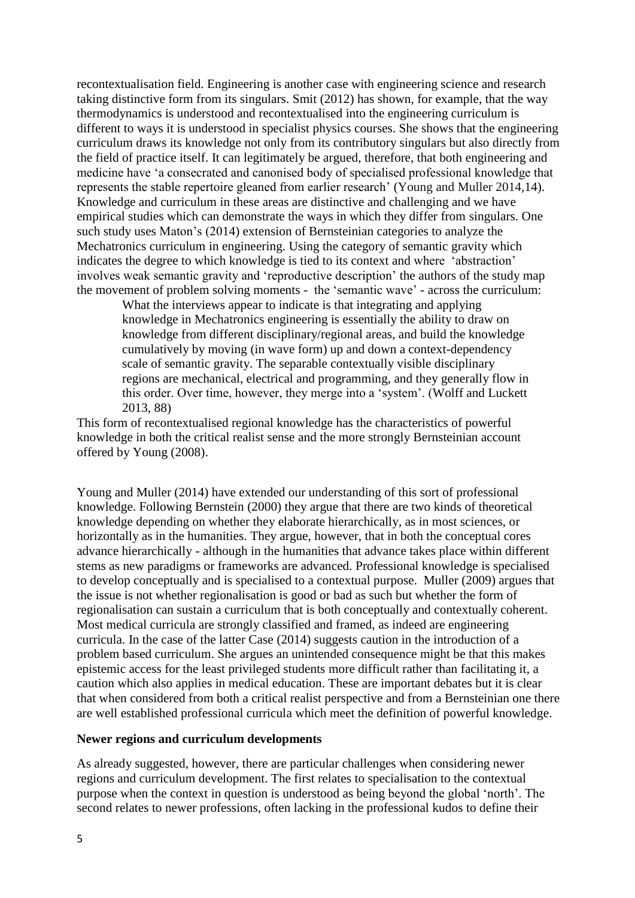recontextualisation field. Engineering is another case with engineering science and research taking distinctive form from its singulars. Smit (2012) has shown, for example, that the way thermodynamics is understood and recontextualised into the engineering curriculum is different to ways it is understood in specialist physics courses. She shows that the engineering curriculum draws its knowledge not only from its contributory singulars but also directly from the field of practice itself. It can legitimately be argued, therefore, that both engineering and medicine have 'a consecrated and canonised body of specialised professional knowledge that represents the stable repertoire gleaned from earlier research' (Young and Muller 2014,14). Knowledge and curriculum in these areas are distinctive and challenging and we have empirical studies which can demonstrate the ways in which they differ from singulars. One such study uses Maton's (2014) extension of Bernsteinian categories to analyze the Mechatronics curriculum in engineering. Using the category of semantic gravity which indicates the degree to which knowledge is tied to its context and where 'abstraction' involves weak semantic gravity and 'reproductive description' the authors of the study map the movement of problem solving moments - the 'semantic wave' - across the curriculum:

> What the interviews appear to indicate is that integrating and applying knowledge in Mechatronics engineering is essentially the ability to draw on knowledge from different disciplinary/regional areas, and build the knowledge cumulatively by moving (in wave form) up and down a context-dependency scale of semantic gravity. The separable contextually visible disciplinary regions are mechanical, electrical and programming, and they generally flow in this order. Over time, however, they merge into a 'system'. (Wolff and Luckett 2013, 88)

This form of recontextualised regional knowledge has the characteristics of powerful knowledge in both the critical realist sense and the more strongly Bernsteinian account offered by Young (2008).

Young and Muller (2014) have extended our understanding of this sort of professional knowledge. Following Bernstein (2000) they argue that there are two kinds of theoretical knowledge depending on whether they elaborate hierarchically, as in most sciences, or horizontally as in the humanities. They argue, however, that in both the conceptual cores advance hierarchically - although in the humanities that advance takes place within different stems as new paradigms or frameworks are advanced. Professional knowledge is specialised to develop conceptually and is specialised to a contextual purpose. Muller (2009) argues that the issue is not whether regionalisation is good or bad as such but whether the form of regionalisation can sustain a curriculum that is both conceptually and contextually coherent. Most medical curricula are strongly classified and framed, as indeed are engineering curricula. In the case of the latter Case (2014) suggests caution in the introduction of a problem based curriculum. She argues an unintended consequence might be that this makes epistemic access for the least privileged students more difficult rather than facilitating it, a caution which also applies in medical education. These are important debates but it is clear that when considered from both a critical realist perspective and from a Bernsteinian one there are well established professional curricula which meet the definition of powerful knowledge.

**Newer regions and curriculum developments**

As already suggested, however, there are particular challenges when considering newer regions and curriculum development. The first relates to specialisation to the contextual purpose when the context in question is understood as being beyond the global 'north'. The second relates to newer professions, often lacking in the professional kudos to define their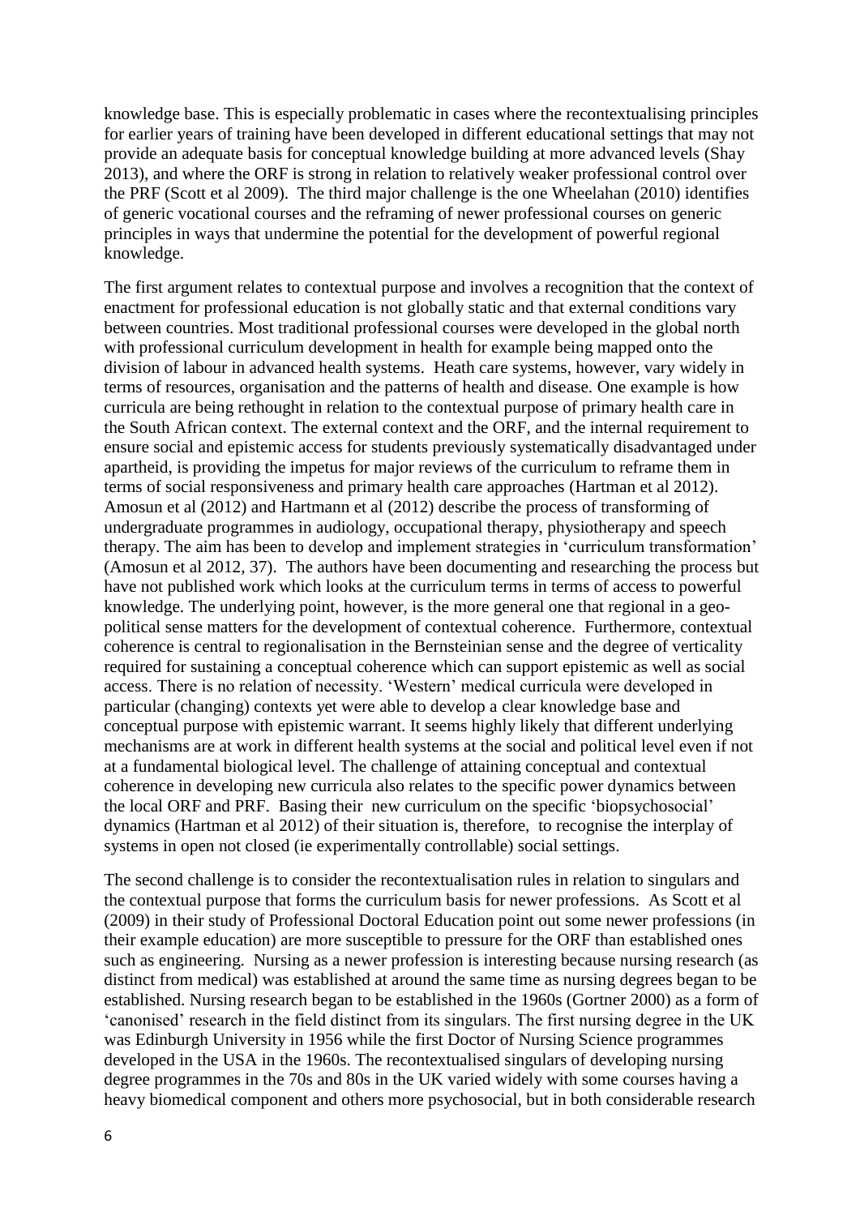knowledge base. This is especially problematic in cases where the recontextualising principles for earlier years of training have been developed in different educational settings that may not provide an adequate basis for conceptual knowledge building at more advanced levels (Shay 2013), and where the ORF is strong in relation to relatively weaker professional control over the PRF (Scott et al 2009). The third major challenge is the one Wheelahan (2010) identifies of generic vocational courses and the reframing of newer professional courses on generic principles in ways that undermine the potential for the development of powerful regional knowledge.

The first argument relates to contextual purpose and involves a recognition that the context of enactment for professional education is not globally static and that external conditions vary between countries. Most traditional professional courses were developed in the global north with professional curriculum development in health for example being mapped onto the division of labour in advanced health systems. Heath care systems, however, vary widely in terms of resources, organisation and the patterns of health and disease. One example is how curricula are being rethought in relation to the contextual purpose of primary health care in the South African context. The external context and the ORF, and the internal requirement to ensure social and epistemic access for students previously systematically disadvantaged under apartheid, is providing the impetus for major reviews of the curriculum to reframe them in terms of social responsiveness and primary health care approaches (Hartman et al 2012). Amosun et al (2012) and Hartmann et al (2012) describe the process of transforming of undergraduate programmes in audiology, occupational therapy, physiotherapy and speech therapy. The aim has been to develop and implement strategies in 'curriculum transformation' (Amosun et al 2012, 37). The authors have been documenting and researching the process but have not published work which looks at the curriculum terms in terms of access to powerful knowledge. The underlying point, however, is the more general one that regional in a geo-political sense matters for the development of contextual coherence. Furthermore, contextual coherence is central to regionalisation in the Bernsteinian sense and the degree of verticality required for sustaining a conceptual coherence which can support epistemic as well as social access. There is no relation of necessity. 'Western' medical curricula were developed in particular (changing) contexts yet were able to develop a clear knowledge base and conceptual purpose with epistemic warrant. It seems highly likely that different underlying mechanisms are at work in different health systems at the social and political level even if not at a fundamental biological level. The challenge of attaining conceptual and contextual coherence in developing new curricula also relates to the specific power dynamics between the local ORF and PRF. Basing their new curriculum on the specific 'biopsychosocial' dynamics (Hartman et al 2012) of their situation is, therefore, to recognise the interplay of systems in open not closed (ie experimentally controllable) social settings.

The second challenge is to consider the recontextualisation rules in relation to singulars and the contextual purpose that forms the curriculum basis for newer professions. As Scott et al (2009) in their study of Professional Doctoral Education point out some newer professions (in their example education) are more susceptible to pressure for the ORF than established ones such as engineering. Nursing as a newer profession is interesting because nursing research (as distinct from medical) was established at around the same time as nursing degrees began to be established. Nursing research began to be established in the 1960s (Gortner 2000) as a form of 'canonised' research in the field distinct from its singulars. The first nursing degree in the UK was Edinburgh University in 1956 while the first Doctor of Nursing Science programmes developed in the USA in the 1960s. The recontextualised singulars of developing nursing degree programmes in the 70s and 80s in the UK varied widely with some courses having a heavy biomedical component and others more psychosocial, but in both considerable research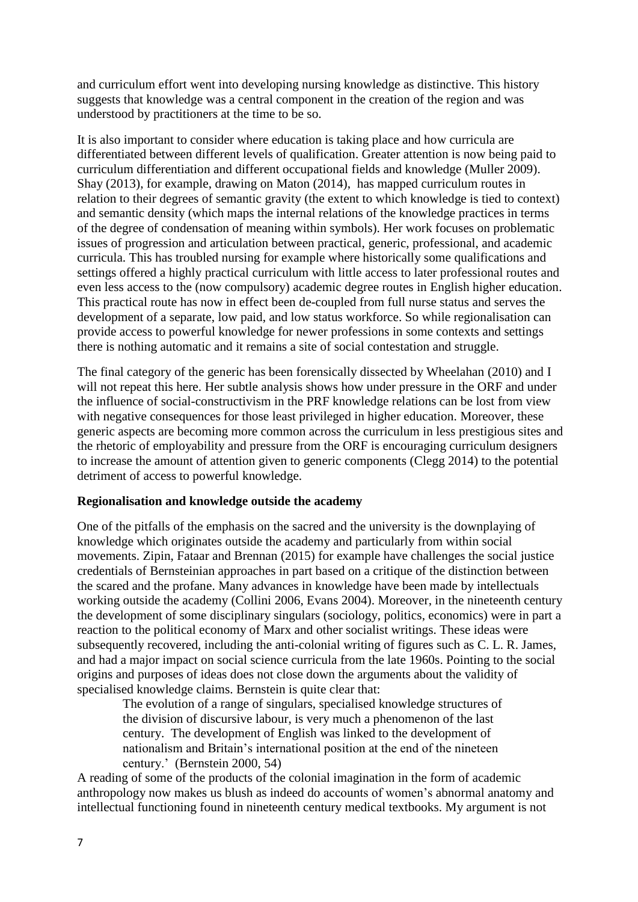and curriculum effort went into developing nursing knowledge as distinctive. This history suggests that knowledge was a central component in the creation of the region and was understood by practitioners at the time to be so.

It is also important to consider where education is taking place and how curricula are differentiated between different levels of qualification. Greater attention is now being paid to curriculum differentiation and different occupational fields and knowledge (Muller 2009). Shay (2013), for example, drawing on Maton (2014), has mapped curriculum routes in relation to their degrees of semantic gravity (the extent to which knowledge is tied to context) and semantic density (which maps the internal relations of the knowledge practices in terms of the degree of condensation of meaning within symbols). Her work focuses on problematic issues of progression and articulation between practical, generic, professional, and academic curricula. This has troubled nursing for example where historically some qualifications and settings offered a highly practical curriculum with little access to later professional routes and even less access to the (now compulsory) academic degree routes in English higher education. This practical route has now in effect been de-coupled from full nurse status and serves the development of a separate, low paid, and low status workforce. So while regionalisation can provide access to powerful knowledge for newer professions in some contexts and settings there is nothing automatic and it remains a site of social contestation and struggle.

The final category of the generic has been forensically dissected by Wheelahan (2010) and I will not repeat this here. Her subtle analysis shows how under pressure in the ORF and under the influence of social-constructivism in the PRF knowledge relations can be lost from view with negative consequences for those least privileged in higher education. Moreover, these generic aspects are becoming more common across the curriculum in less prestigious sites and the rhetoric of employability and pressure from the ORF is encouraging curriculum designers to increase the amount of attention given to generic components (Clegg 2014) to the potential detriment of access to powerful knowledge.

**Regionalisation and knowledge outside the academy**

One of the pitfalls of the emphasis on the sacred and the university is the downplaying of knowledge which originates outside the academy and particularly from within social movements. Zipin, Fataar and Brennan (2015) for example have challenges the social justice credentials of Bernsteinian approaches in part based on a critique of the distinction between the scared and the profane. Many advances in knowledge have been made by intellectuals working outside the academy (Collini 2006, Evans 2004). Moreover, in the nineteenth century the development of some disciplinary singulars (sociology, politics, economics) were in part a reaction to the political economy of Marx and other socialist writings. These ideas were subsequently recovered, including the anti-colonial writing of figures such as C. L. R. James, and had a major impact on social science curricula from the late 1960s. Pointing to the social origins and purposes of ideas does not close down the arguments about the validity of specialised knowledge claims. Bernstein is quite clear that:

> The evolution of a range of singulars, specialised knowledge structures of the division of discursive labour, is very much a phenomenon of the last century. The development of English was linked to the development of nationalism and Britain's international position at the end of the nineteen century.' (Bernstein 2000, 54)

A reading of some of the products of the colonial imagination in the form of academic anthropology now makes us blush as indeed do accounts of women's abnormal anatomy and intellectual functioning found in nineteenth century medical textbooks. My argument is not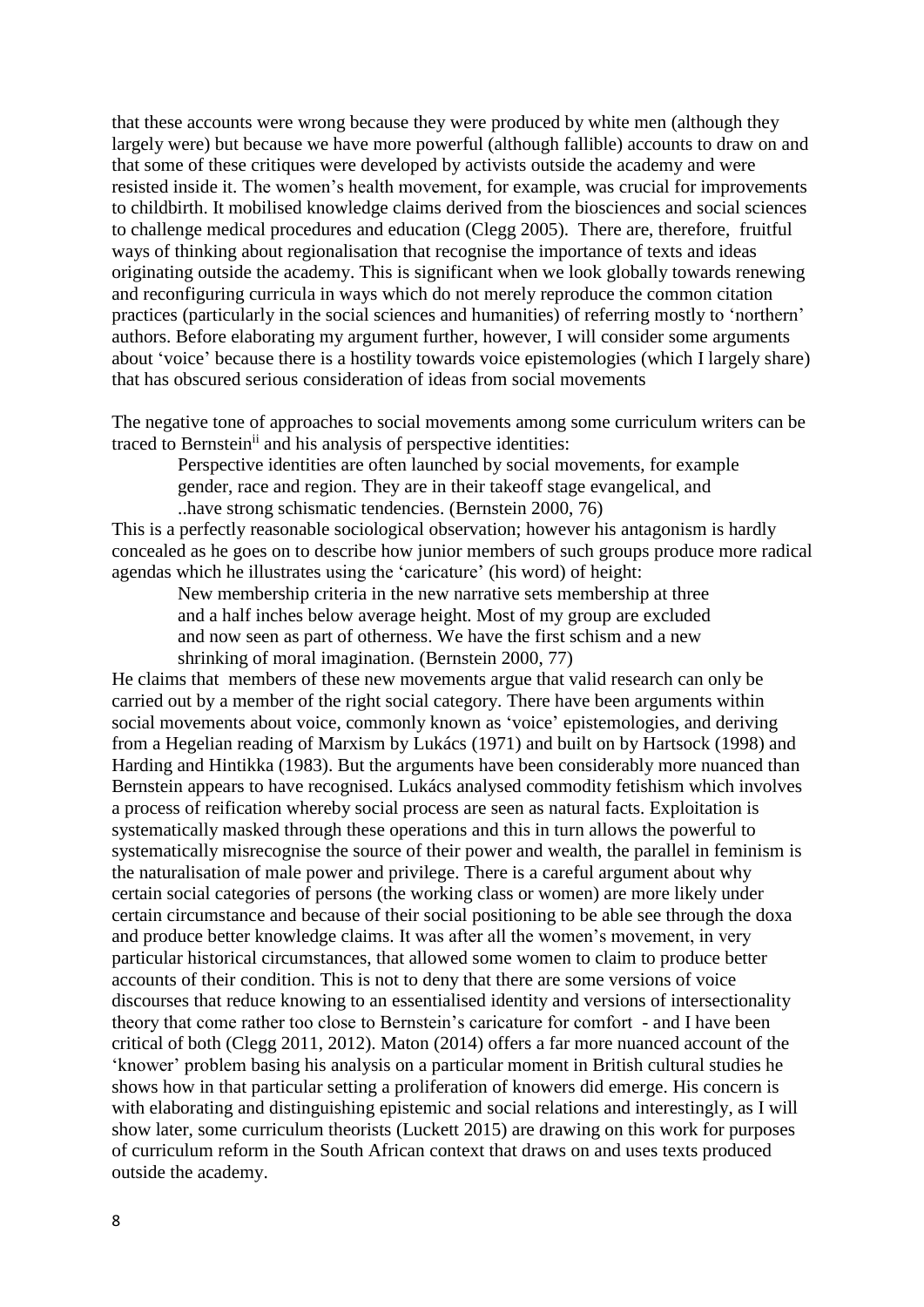that these accounts were wrong because they were produced by white men (although they largely were) but because we have more powerful (although fallible) accounts to draw on and that some of these critiques were developed by activists outside the academy and were resisted inside it. The women's health movement, for example, was crucial for improvements to childbirth. It mobilised knowledge claims derived from the biosciences and social sciences to challenge medical procedures and education (Clegg 2005). There are, therefore, fruitful ways of thinking about regionalisation that recognise the importance of texts and ideas originating outside the academy. This is significant when we look globally towards renewing and reconfiguring curricula in ways which do not merely reproduce the common citation practices (particularly in the social sciences and humanities) of referring mostly to 'northern' authors. Before elaborating my argument further, however, I will consider some arguments about 'voice' because there is a hostility towards voice epistemologies (which I largely share) that has obscured serious consideration of ideas from social movements

The negative tone of approaches to social movements among some curriculum writers can be traced to Bernstein[ii] and his analysis of perspective identities:

> Perspective identities are often launched by social movements, for example gender, race and region. They are in their takeoff stage evangelical, and ..have strong schismatic tendencies. (Bernstein 2000, 76)

This is a perfectly reasonable sociological observation; however his antagonism is hardly concealed as he goes on to describe how junior members of such groups produce more radical agendas which he illustrates using the 'caricature' (his word) of height:

> New membership criteria in the new narrative sets membership at three and a half inches below average height. Most of my group are excluded and now seen as part of otherness. We have the first schism and a new shrinking of moral imagination. (Bernstein 2000, 77)

He claims that members of these new movements argue that valid research can only be carried out by a member of the right social category. There have been arguments within social movements about voice, commonly known as 'voice' epistemologies, and deriving from a Hegelian reading of Marxism by Lukács (1971) and built on by Hartsock (1998) and Harding and Hintikka (1983). But the arguments have been considerably more nuanced than Bernstein appears to have recognised. Lukács analysed commodity fetishism which involves a process of reification whereby social process are seen as natural facts. Exploitation is systematically masked through these operations and this in turn allows the powerful to systematically misrecognise the source of their power and wealth, the parallel in feminism is the naturalisation of male power and privilege. There is a careful argument about why certain social categories of persons (the working class or women) are more likely under certain circumstance and because of their social positioning to be able see through the doxa and produce better knowledge claims. It was after all the women's movement, in very particular historical circumstances, that allowed some women to claim to produce better accounts of their condition. This is not to deny that there are some versions of voice discourses that reduce knowing to an essentialised identity and versions of intersectionality theory that come rather too close to Bernstein's caricature for comfort - and I have been critical of both (Clegg 2011, 2012). Maton (2014) offers a far more nuanced account of the 'knower' problem basing his analysis on a particular moment in British cultural studies he shows how in that particular setting a proliferation of knowers did emerge. His concern is with elaborating and distinguishing epistemic and social relations and interestingly, as I will show later, some curriculum theorists (Luckett 2015) are drawing on this work for purposes of curriculum reform in the South African context that draws on and uses texts produced outside the academy.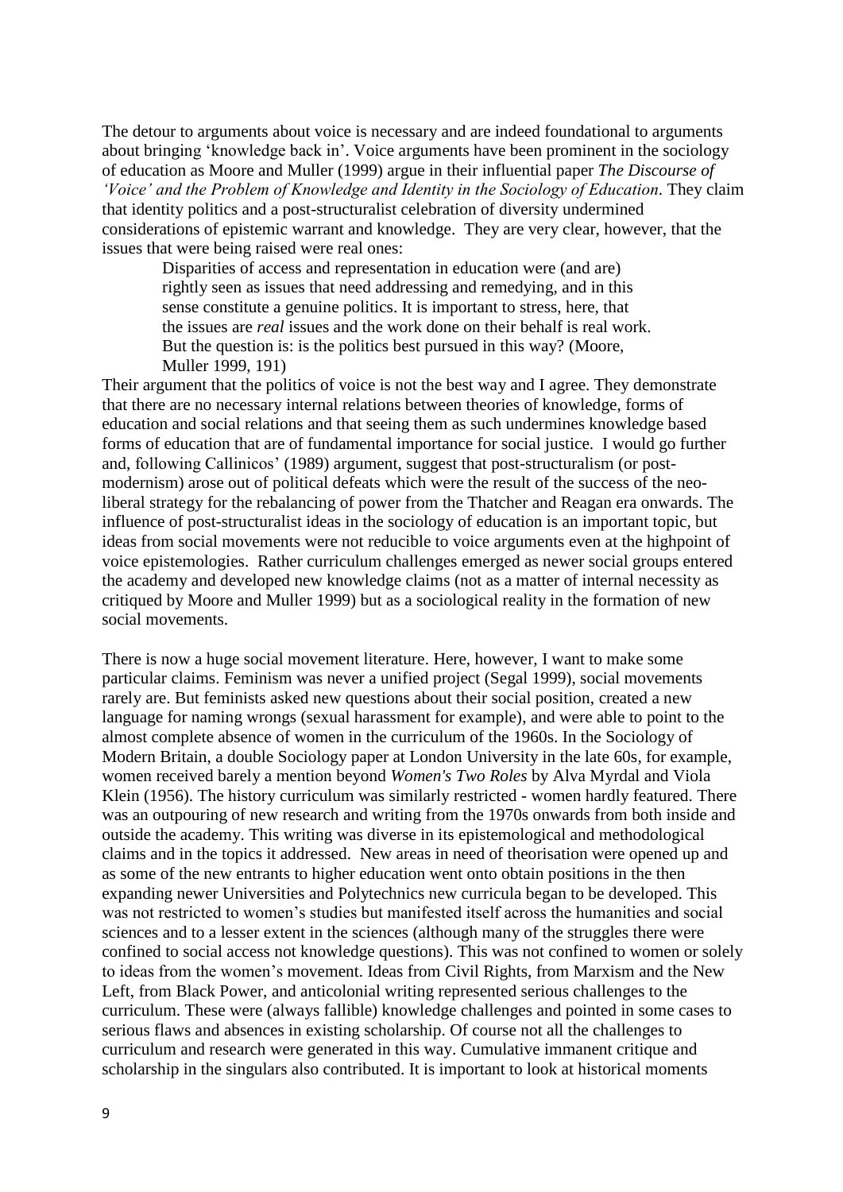The detour to arguments about voice is necessary and are indeed foundational to arguments about bringing 'knowledge back in'. Voice arguments have been prominent in the sociology of education as Moore and Muller (1999) argue in their influential paper *The Discourse of 'Voice' and the Problem of Knowledge and Identity in the Sociology of Education*. They claim that identity politics and a post-structuralist celebration of diversity undermined considerations of epistemic warrant and knowledge. They are very clear, however, that the issues that were being raised were real ones:

> Disparities of access and representation in education were (and are) rightly seen as issues that need addressing and remedying, and in this sense constitute a genuine politics. It is important to stress, here, that the issues are *real* issues and the work done on their behalf is real work. But the question is: is the politics best pursued in this way? (Moore, Muller 1999, 191)

Their argument that the politics of voice is not the best way and I agree. They demonstrate that there are no necessary internal relations between theories of knowledge, forms of education and social relations and that seeing them as such undermines knowledge based forms of education that are of fundamental importance for social justice. I would go further and, following Callinicos' (1989) argument, suggest that post-structuralism (or post-modernism) arose out of political defeats which were the result of the success of the neo-liberal strategy for the rebalancing of power from the Thatcher and Reagan era onwards. The influence of post-structuralist ideas in the sociology of education is an important topic, but ideas from social movements were not reducible to voice arguments even at the highpoint of voice epistemologies. Rather curriculum challenges emerged as newer social groups entered the academy and developed new knowledge claims (not as a matter of internal necessity as critiqued by Moore and Muller 1999) but as a sociological reality in the formation of new social movements.

There is now a huge social movement literature. Here, however, I want to make some particular claims. Feminism was never a unified project (Segal 1999), social movements rarely are. But feminists asked new questions about their social position, created a new language for naming wrongs (sexual harassment for example), and were able to point to the almost complete absence of women in the curriculum of the 1960s. In the Sociology of Modern Britain, a double Sociology paper at London University in the late 60s, for example, women received barely a mention beyond *Women's Two Roles* by Alva Myrdal and Viola Klein (1956). The history curriculum was similarly restricted - women hardly featured. There was an outpouring of new research and writing from the 1970s onwards from both inside and outside the academy. This writing was diverse in its epistemological and methodological claims and in the topics it addressed. New areas in need of theorisation were opened up and as some of the new entrants to higher education went onto obtain positions in the then expanding newer Universities and Polytechnics new curricula began to be developed. This was not restricted to women's studies but manifested itself across the humanities and social sciences and to a lesser extent in the sciences (although many of the struggles there were confined to social access not knowledge questions). This was not confined to women or solely to ideas from the women's movement. Ideas from Civil Rights, from Marxism and the New Left, from Black Power, and anticolonial writing represented serious challenges to the curriculum. These were (always fallible) knowledge challenges and pointed in some cases to serious flaws and absences in existing scholarship. Of course not all the challenges to curriculum and research were generated in this way. Cumulative immanent critique and scholarship in the singulars also contributed. It is important to look at historical moments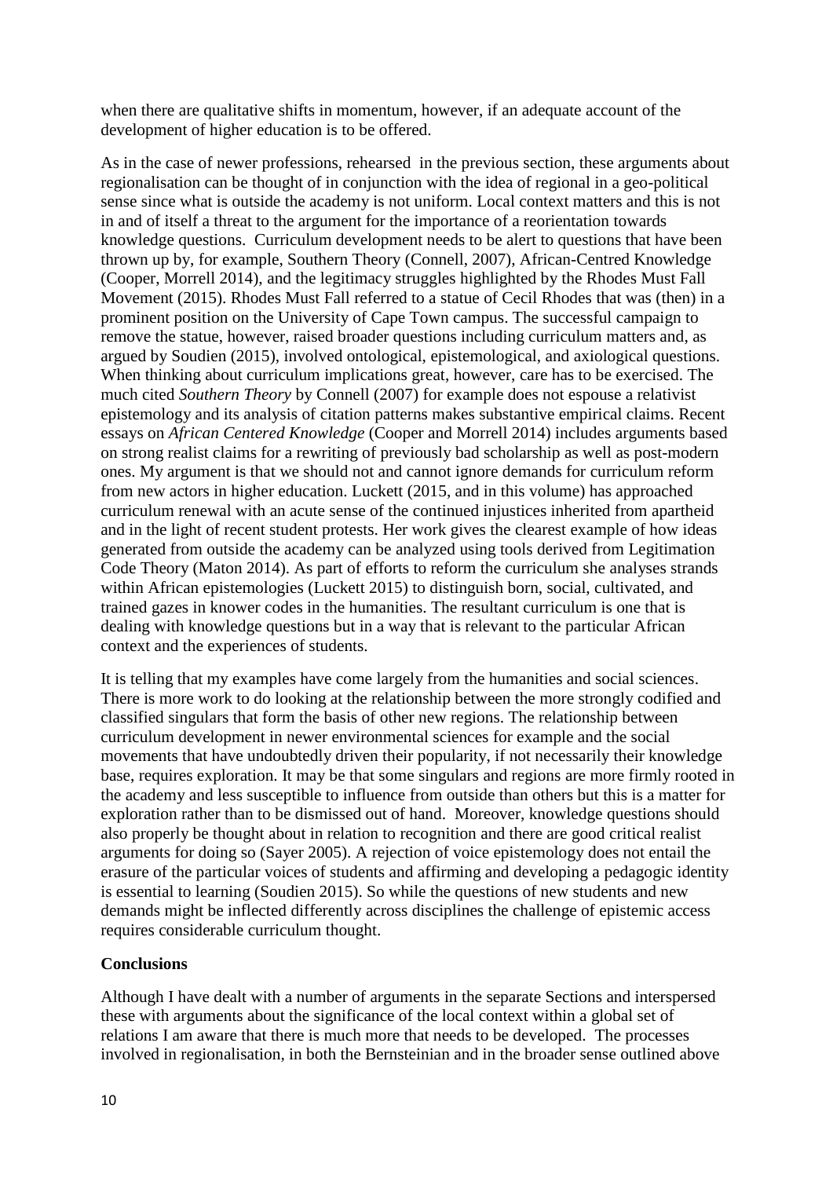when there are qualitative shifts in momentum, however, if an adequate account of the development of higher education is to be offered.

As in the case of newer professions, rehearsed in the previous section, these arguments about regionalisation can be thought of in conjunction with the idea of regional in a geo-political sense since what is outside the academy is not uniform. Local context matters and this is not in and of itself a threat to the argument for the importance of a reorientation towards knowledge questions. Curriculum development needs to be alert to questions that have been thrown up by, for example, Southern Theory (Connell, 2007), African-Centred Knowledge (Cooper, Morrell 2014), and the legitimacy struggles highlighted by the Rhodes Must Fall Movement (2015). Rhodes Must Fall referred to a statue of Cecil Rhodes that was (then) in a prominent position on the University of Cape Town campus. The successful campaign to remove the statue, however, raised broader questions including curriculum matters and, as argued by Soudien (2015), involved ontological, epistemological, and axiological questions. When thinking about curriculum implications great, however, care has to be exercised. The much cited *Southern Theory* by Connell (2007) for example does not espouse a relativist epistemology and its analysis of citation patterns makes substantive empirical claims. Recent essays on *African Centered Knowledge* (Cooper and Morrell 2014) includes arguments based on strong realist claims for a rewriting of previously bad scholarship as well as post-modern ones. My argument is that we should not and cannot ignore demands for curriculum reform from new actors in higher education. Luckett (2015, and in this volume) has approached curriculum renewal with an acute sense of the continued injustices inherited from apartheid and in the light of recent student protests. Her work gives the clearest example of how ideas generated from outside the academy can be analyzed using tools derived from Legitimation Code Theory (Maton 2014). As part of efforts to reform the curriculum she analyses strands within African epistemologies (Luckett 2015) to distinguish born, social, cultivated, and trained gazes in knower codes in the humanities. The resultant curriculum is one that is dealing with knowledge questions but in a way that is relevant to the particular African context and the experiences of students.

It is telling that my examples have come largely from the humanities and social sciences. There is more work to do looking at the relationship between the more strongly codified and classified singulars that form the basis of other new regions. The relationship between curriculum development in newer environmental sciences for example and the social movements that have undoubtedly driven their popularity, if not necessarily their knowledge base, requires exploration. It may be that some singulars and regions are more firmly rooted in the academy and less susceptible to influence from outside than others but this is a matter for exploration rather than to be dismissed out of hand. Moreover, knowledge questions should also properly be thought about in relation to recognition and there are good critical realist arguments for doing so (Sayer 2005). A rejection of voice epistemology does not entail the erasure of the particular voices of students and affirming and developing a pedagogic identity is essential to learning (Soudien 2015). So while the questions of new students and new demands might be inflected differently across disciplines the challenge of epistemic access requires considerable curriculum thought.

**Conclusions**

Although I have dealt with a number of arguments in the separate Sections and interspersed these with arguments about the significance of the local context within a global set of relations I am aware that there is much more that needs to be developed. The processes involved in regionalisation, in both the Bernsteinian and in the broader sense outlined above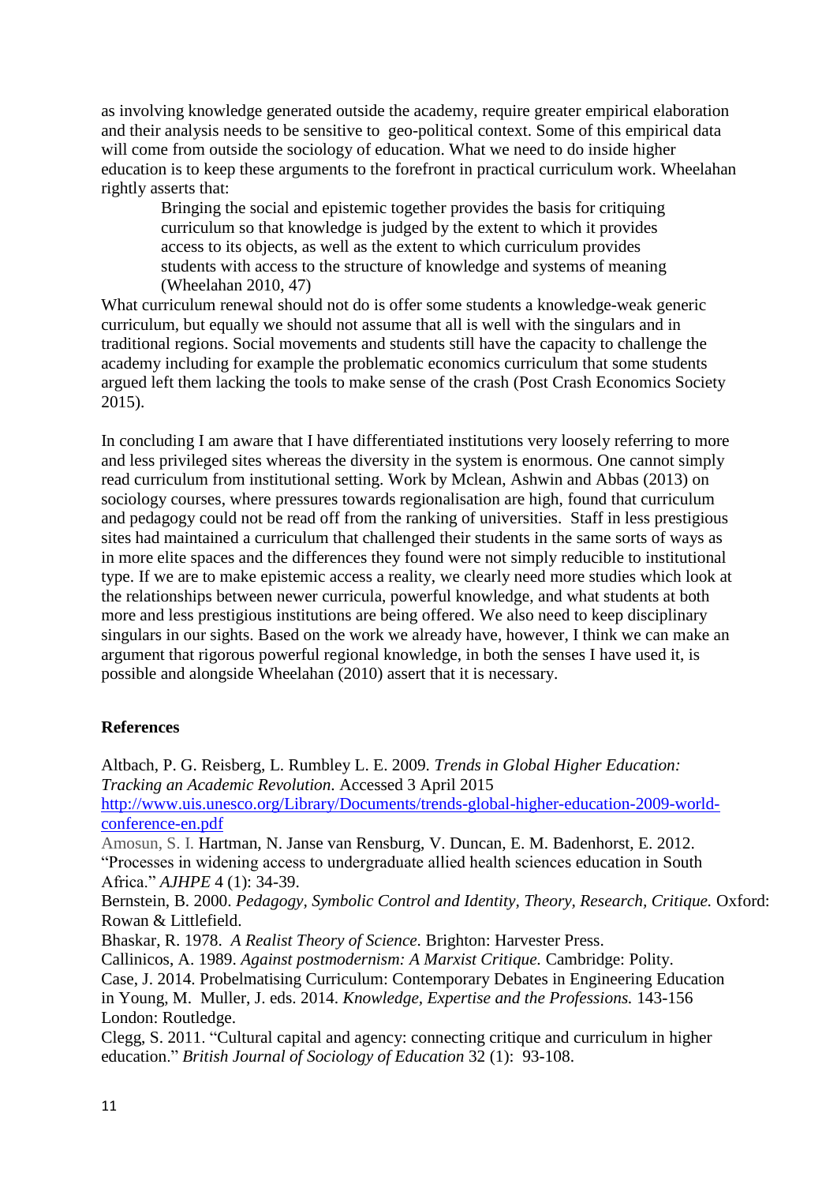as involving knowledge generated outside the academy, require greater empirical elaboration and their analysis needs to be sensitive to geo-political context. Some of this empirical data will come from outside the sociology of education. What we need to do inside higher education is to keep these arguments to the forefront in practical curriculum work. Wheelahan rightly asserts that:

> Bringing the social and epistemic together provides the basis for critiquing curriculum so that knowledge is judged by the extent to which it provides access to its objects, as well as the extent to which curriculum provides students with access to the structure of knowledge and systems of meaning (Wheelahan 2010, 47)

What curriculum renewal should not do is offer some students a knowledge-weak generic curriculum, but equally we should not assume that all is well with the singulars and in traditional regions. Social movements and students still have the capacity to challenge the academy including for example the problematic economics curriculum that some students argued left them lacking the tools to make sense of the crash (Post Crash Economics Society 2015).

In concluding I am aware that I have differentiated institutions very loosely referring to more and less privileged sites whereas the diversity in the system is enormous. One cannot simply read curriculum from institutional setting. Work by Mclean, Ashwin and Abbas (2013) on sociology courses, where pressures towards regionalisation are high, found that curriculum and pedagogy could not be read off from the ranking of universities. Staff in less prestigious sites had maintained a curriculum that challenged their students in the same sorts of ways as in more elite spaces and the differences they found were not simply reducible to institutional type. If we are to make epistemic access a reality, we clearly need more studies which look at the relationships between newer curricula, powerful knowledge, and what students at both more and less prestigious institutions are being offered. We also need to keep disciplinary singulars in our sights. Based on the work we already have, however, I think we can make an argument that rigorous powerful regional knowledge, in both the senses I have used it, is possible and alongside Wheelahan (2010) assert that it is necessary.

**References**

Altbach, P. G. Reisberg, L. Rumbley L. E. 2009. *Trends in Global Higher Education: Tracking an Academic Revolution.* Accessed 3 April 2015 http://www.uis.unesco.org/Library/Documents/trends-global-higher-education-2009-world-conference-en.pdf

Amosun, S. I. Hartman, N. Janse van Rensburg, V. Duncan, E. M. Badenhorst, E. 2012. "Processes in widening access to undergraduate allied health sciences education in South Africa." *AJHPE* 4 (1): 34-39.

Bernstein, B. 2000. *Pedagogy, Symbolic Control and Identity, Theory, Research, Critique.* Oxford: Rowan & Littlefield.

Bhaskar, R. 1978. *A Realist Theory of Science.* Brighton: Harvester Press.

Callinicos, A. 1989. *Against postmodernism: A Marxist Critique.* Cambridge: Polity.

Case, J. 2014. Probelmatising Curriculum: Contemporary Debates in Engineering Education in Young, M. Muller, J. eds. 2014. *Knowledge, Expertise and the Professions.* 143-156 London: Routledge.

Clegg, S. 2011. "Cultural capital and agency: connecting critique and curriculum in higher education." *British Journal of Sociology of Education* 32 (1): 93-108.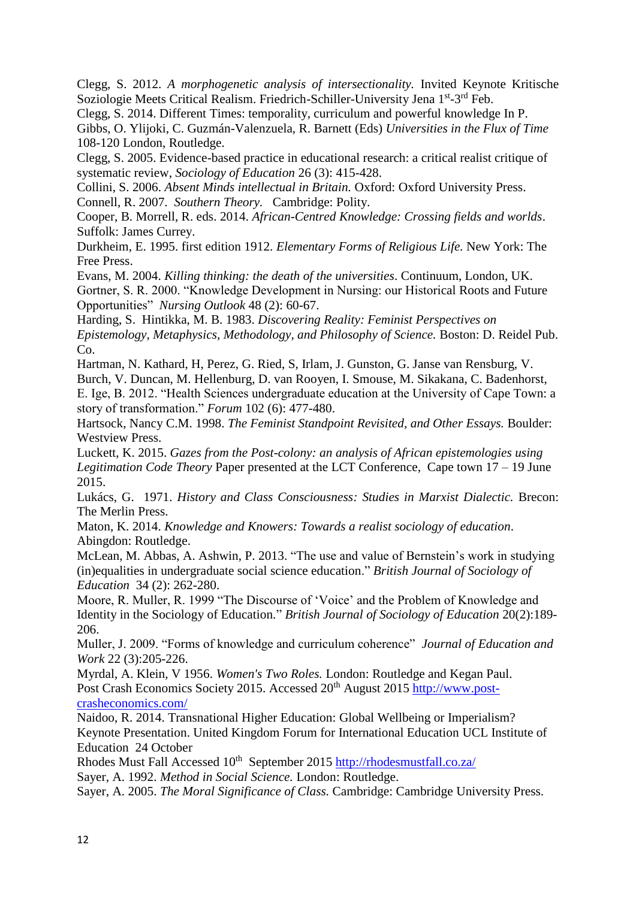Clegg, S. 2012. *A morphogenetic analysis of intersectionality.* Invited Keynote Kritische Soziologie Meets Critical Realism. Friedrich-Schiller-University Jena 1st-3rd Feb.

Clegg, S. 2014. Different Times: temporality, curriculum and powerful knowledge In P. Gibbs, O. Ylijoki, C. Guzmán-Valenzuela, R. Barnett (Eds) *Universities in the Flux of Time* 108-120 London, Routledge.

Clegg, S. 2005. Evidence-based practice in educational research: a critical realist critique of systematic review, *Sociology of Education* 26 (3): 415-428.

Collini, S. 2006. *Absent Minds intellectual in Britain.* Oxford: Oxford University Press.

Connell, R. 2007. *Southern Theory.* Cambridge: Polity.

Cooper, B. Morrell, R. eds. 2014. *African-Centred Knowledge: Crossing fields and worlds*. Suffolk: James Currey.

Durkheim, E. 1995. first edition 1912. *Elementary Forms of Religious Life.* New York: The Free Press.

Evans, M. 2004. *Killing thinking: the death of the universities*. Continuum, London, UK.

Gortner, S. R. 2000. "Knowledge Development in Nursing: our Historical Roots and Future Opportunities" *Nursing Outlook* 48 (2): 60-67.

Harding, S. Hintikka, M. B. 1983. *Discovering Reality: Feminist Perspectives on Epistemology, Metaphysics, Methodology, and Philosophy of Science.* Boston: D. Reidel Pub. Co.

Hartman, N. Kathard, H, Perez, G. Ried, S, Irlam, J. Gunston, G. Janse van Rensburg, V. Burch, V. Duncan, M. Hellenburg, D. van Rooyen, I. Smouse, M. Sikakana, C. Badenhorst, E. Ige, B. 2012. "Health Sciences undergraduate education at the University of Cape Town: a story of transformation." *Forum* 102 (6): 477-480.

Hartsock, Nancy C.M. 1998. *The Feminist Standpoint Revisited, and Other Essays.* Boulder: Westview Press.

Luckett, K. 2015. *Gazes from the Post-colony: an analysis of African epistemologies using Legitimation Code Theory* Paper presented at the LCT Conference, Cape town 17 – 19 June 2015.

Lukács, G. 1971. *History and Class Consciousness: Studies in Marxist Dialectic.* Brecon: The Merlin Press.

Maton, K. 2014. *Knowledge and Knowers: Towards a realist sociology of education*. Abingdon: Routledge.

McLean, M. Abbas, A. Ashwin, P. 2013. "The use and value of Bernstein's work in studying (in)equalities in undergraduate social science education." *British Journal of Sociology of Education* 34 (2): 262-280.

Moore, R. Muller, R. 1999 "The Discourse of 'Voice' and the Problem of Knowledge and Identity in the Sociology of Education." *British Journal of Sociology of Education* 20(2):189-206.

Muller, J. 2009. "Forms of knowledge and curriculum coherence" *Journal of Education and Work* 22 (3):205-226.

Myrdal, A. Klein, V 1956. *Women's Two Roles.* London: Routledge and Kegan Paul.

Post Crash Economics Society 2015. Accessed 20th August 2015 [http://www.post-crasheconomics.com/](http://www.post-crasheconomics.com/)

Naidoo, R. 2014. Transnational Higher Education: Global Wellbeing or Imperialism? Keynote Presentation. United Kingdom Forum for International Education UCL Institute of Education 24 October

Rhodes Must Fall Accessed 10th September 2015 [http://rhodesmustfall.co.za/](http://rhodesmustfall.co.za/)

Sayer, A. 1992. *Method in Social Science.* London: Routledge.

Sayer, A. 2005. *The Moral Significance of Class.* Cambridge: Cambridge University Press.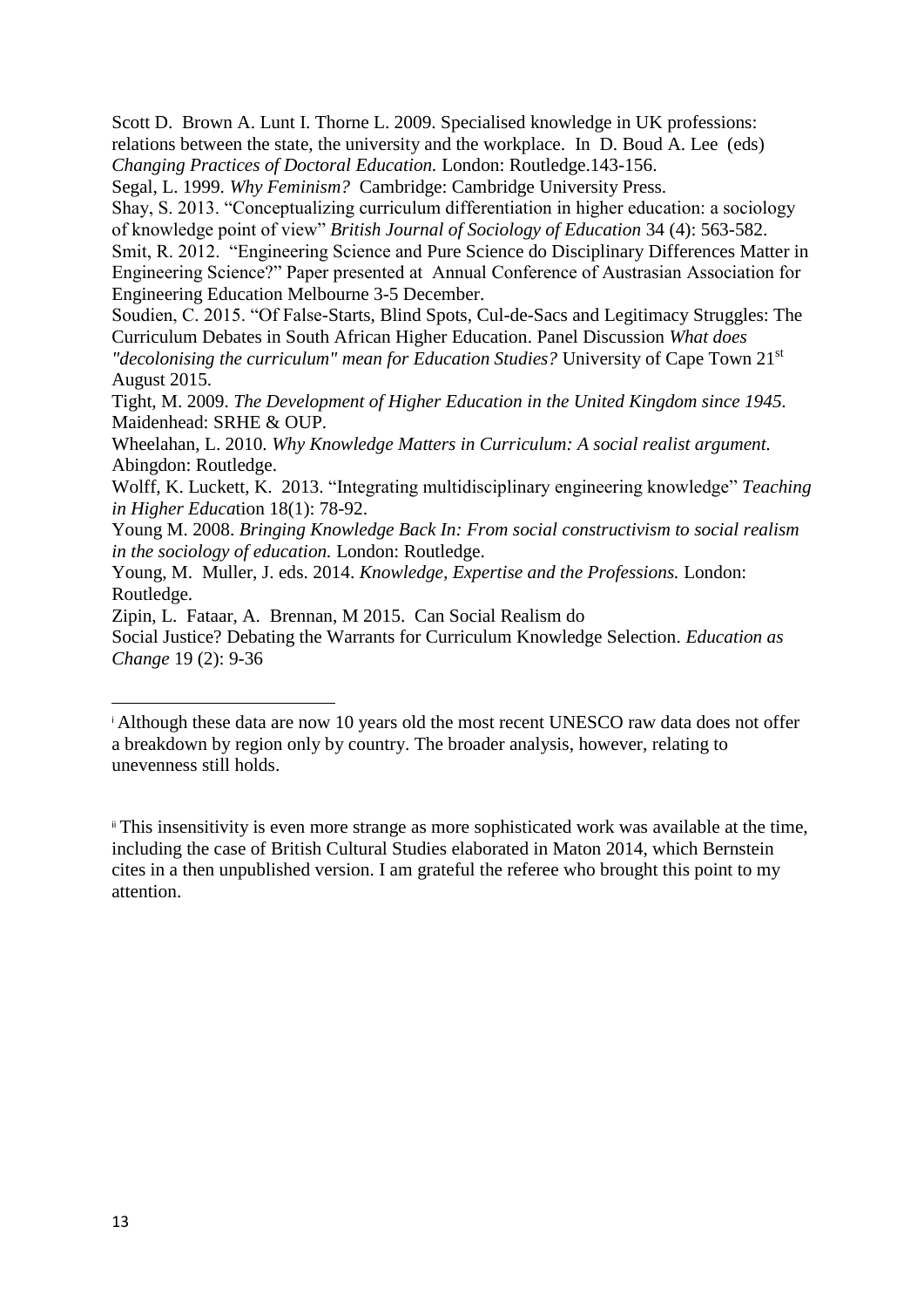Scott D. Brown A. Lunt I. Thorne L. 2009. Specialised knowledge in UK professions: relations between the state, the university and the workplace. In D. Boud A. Lee (eds) *Changing Practices of Doctoral Education.* London: Routledge.143-156.

Segal, L. 1999. *Why Feminism?* Cambridge: Cambridge University Press.

Shay, S. 2013. "Conceptualizing curriculum differentiation in higher education: a sociology of knowledge point of view" *British Journal of Sociology of Education* 34 (4): 563-582.

Smit, R. 2012. "Engineering Science and Pure Science do Disciplinary Differences Matter in Engineering Science?" Paper presented at Annual Conference of Austrasian Association for Engineering Education Melbourne 3-5 December.

Soudien, C. 2015. "Of False-Starts, Blind Spots, Cul-de-Sacs and Legitimacy Struggles: The Curriculum Debates in South African Higher Education. Panel Discussion *What does "decolonising the curriculum" mean for Education Studies?* University of Cape Town 21st August 2015.

Tight, M. 2009. *The Development of Higher Education in the United Kingdom since 1945.* Maidenhead: SRHE & OUP.

Wheelahan, L. 2010. *Why Knowledge Matters in Curriculum: A social realist argument.* Abingdon: Routledge.

Wolff, K. Luckett, K. 2013. "Integrating multidisciplinary engineering knowledge" *Teaching in Higher Education* 18(1): 78-92.

Young M. 2008. *Bringing Knowledge Back In: From social constructivism to social realism in the sociology of education.* London: Routledge.

Young, M. Muller, J. eds. 2014. *Knowledge, Expertise and the Professions.* London: Routledge.

Zipin, L. Fataar, A. Brennan, M 2015. Can Social Realism do Social Justice? Debating the Warrants for Curriculum Knowledge Selection. *Education as Change* 19 (2): 9-36

---

[i] Although these data are now 10 years old the most recent UNESCO raw data does not offer a breakdown by region only by country. The broader analysis, however, relating to unevenness still holds.

[ii] This insensitivity is even more strange as more sophisticated work was available at the time, including the case of British Cultural Studies elaborated in Maton 2014, which Bernstein cites in a then unpublished version. I am grateful the referee who brought this point to my attention.